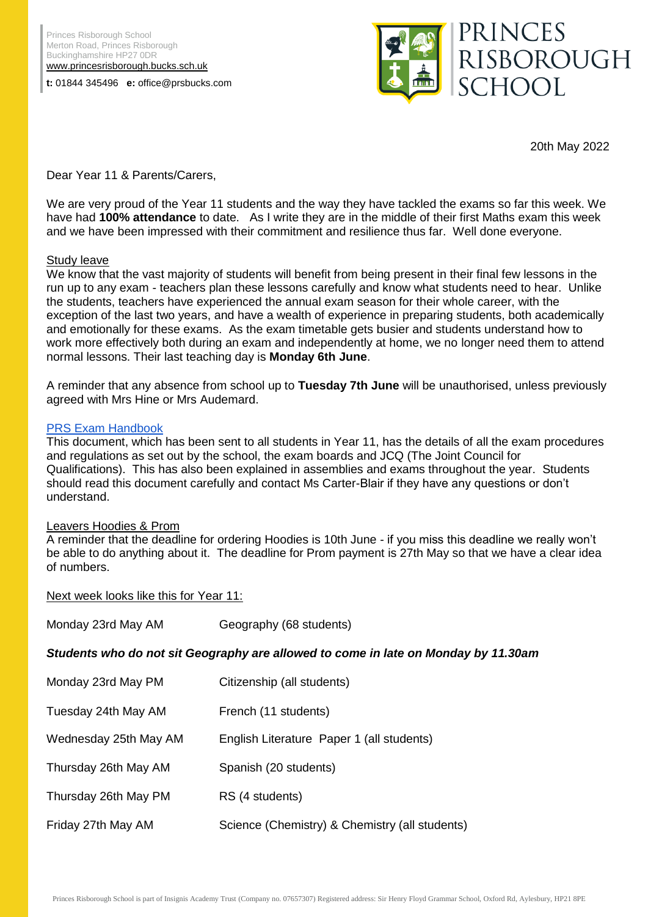Princes Risborough School
Merton Road, Princes Risborough
Buckinghamshire HP27 0DR
www.princesrisborough.bucks.sch.uk

**t:** 01844 345496 **e:** office@prsbucks.com

PRINCES RISBOROUGH SCHOOL

20th May 2022

Dear Year 11 & Parents/Carers,

We are very proud of the Year 11 students and the way they have tackled the exams so far this week. We have had **100% attendance** to date. As I write they are in the middle of their first Maths exam this week and we have been impressed with their commitment and resilience thus far. Well done everyone.

Study leave

We know that the vast majority of students will benefit from being present in their final few lessons in the run up to any exam - teachers plan these lessons carefully and know what students need to hear. Unlike the students, teachers have experienced the annual exam season for their whole career, with the exception of the last two years, and have a wealth of experience in preparing students, both academically and emotionally for these exams. As the exam timetable gets busier and students understand how to work more effectively both during an exam and independently at home, we no longer need them to attend normal lessons. Their last teaching day is **Monday 6th June**.

A reminder that any absence from school up to **Tuesday 7th June** will be unauthorised, unless previously agreed with Mrs Hine or Mrs Audemard.

PRS Exam Handbook

This document, which has been sent to all students in Year 11, has the details of all the exam procedures and regulations as set out by the school, the exam boards and JCQ (The Joint Council for Qualifications). This has also been explained in assemblies and exams throughout the year. Students should read this document carefully and contact Ms Carter-Blair if they have any questions or don't understand.

Leavers Hoodies & Prom

A reminder that the deadline for ordering Hoodies is 10th June - if you miss this deadline we really won't be able to do anything about it. The deadline for Prom payment is 27th May so that we have a clear idea of numbers.

Next week looks like this for Year 11:

Monday 23rd May AM — Geography (68 students)

***Students who do not sit Geography are allowed to come in late on Monday by 11.30am***

Monday 23rd May PM — Citizenship (all students)

Tuesday 24th May AM — French (11 students)

Wednesday 25th May AM — English Literature Paper 1 (all students)

Thursday 26th May AM — Spanish (20 students)

Thursday 26th May PM — RS (4 students)

Friday 27th May AM — Science (Chemistry) & Chemistry (all students)

Princes Risborough School is part of Insignis Academy Trust (Company no. 07657307) Registered address: Sir Henry Floyd Grammar School, Oxford Rd, Aylesbury, HP21 8PE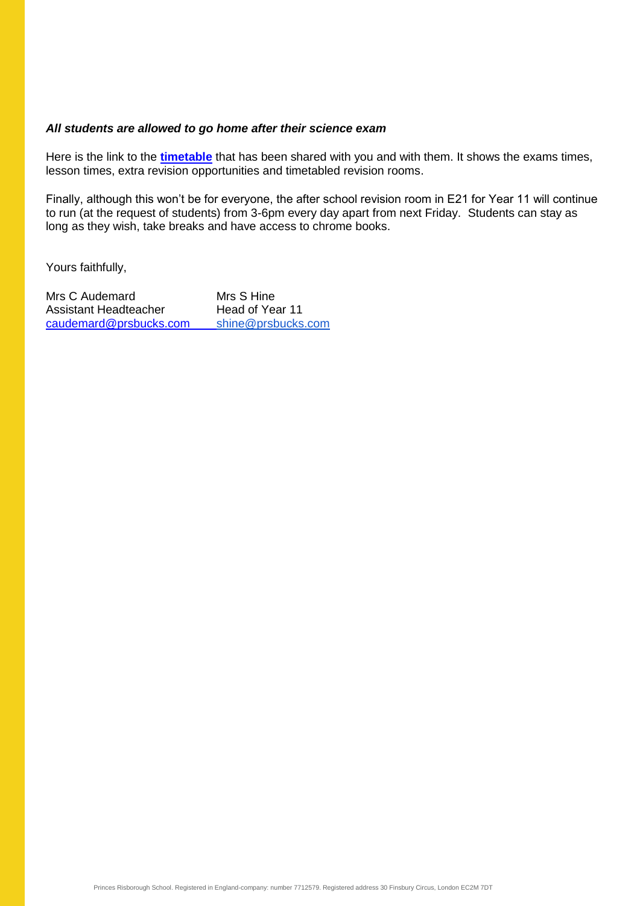***All students are allowed to go home after their science exam***

Here is the link to the **timetable** that has been shared with you and with them. It shows the exams times, lesson times, extra revision opportunities and timetabled revision rooms.

Finally, although this won't be for everyone, the after school revision room in E21 for Year 11 will continue to run (at the request of students) from 3-6pm every day apart from next Friday. Students can stay as long as they wish, take breaks and have access to chrome books.

Yours faithfully,

| | |
|---|---|
| Mrs C Audemard | Mrs S Hine |
| Assistant Headteacher | Head of Year 11 |
| caudemard@prsbucks.com | shine@prsbucks.com |

Princes Risborough School. Registered in England-company: number 7712579. Registered address 30 Finsbury Circus, London EC2M 7DT